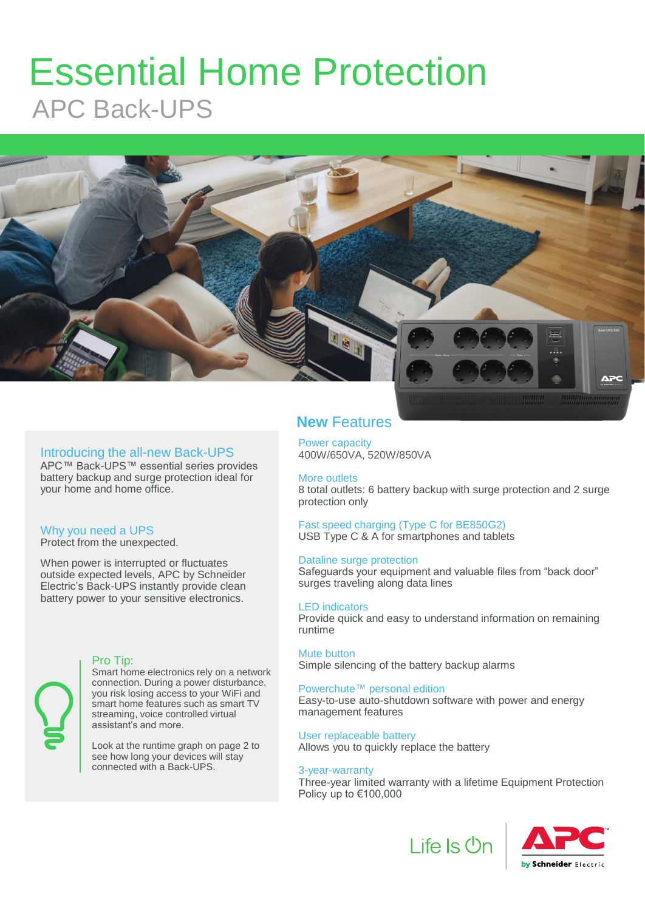# Essential Home Protection

## APC Back-UPS

### Introducing the all-new Back-UPS

APC™ Back-UPS™ essential series provides battery backup and surge protection ideal for your home and home office.

### Why you need a UPS

Protect from the unexpected.

When power is interrupted or fluctuates outside expected levels, APC by Schneider Electric's Back-UPS instantly provide clean battery power to your sensitive electronics.

### Pro Tip:

Smart home electronics rely on a network connection. During a power disturbance, you risk losing access to your WiFi and smart home features such as smart TV streaming, voice controlled virtual assistant's and more.

Look at the runtime graph on page 2 to see how long your devices will stay connected with a Back-UPS.

## **New** Features

**Power capacity**
400W/650VA, 520W/850VA

**More outlets**
8 total outlets: 6 battery backup with surge protection and 2 surge protection only

**Fast speed charging (Type C for BE850G2)**
USB Type C & A for smartphones and tablets

**Dataline surge protection**
Safeguards your equipment and valuable files from "back door" surges traveling along data lines

**LED indicators**
Provide quick and easy to understand information on remaining runtime

**Mute button**
Simple silencing of the battery backup alarms

**Powerchute™ personal edition**
Easy-to-use auto-shutdown software with power and energy management features

**User replaceable battery**
Allows you to quickly replace the battery

**3-year-warranty**
Three-year limited warranty with a lifetime Equipment Protection Policy up to €100,000

Life Is On | APC by Schneider Electric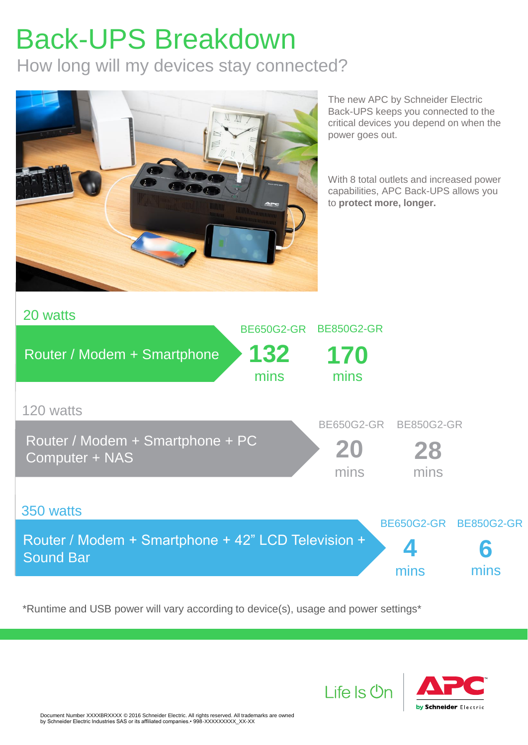# Back-UPS Breakdown

## How long will my devices stay connected?

The new APC by Schneider Electric Back-UPS keeps you connected to the critical devices you depend on when the power goes out.

With 8 total outlets and increased power capabilities, APC Back-UPS allows you to **protect more, longer.**

### 20 watts

| Router / Modem + Smartphone | BE650G2-GR | BE850G2-GR |
|---|---|---|
| | **132** mins | **170** mins |

### 120 watts

| Router / Modem + Smartphone + PC Computer + NAS | BE650G2-GR | BE850G2-GR |
|---|---|---|
| | **20** mins | **28** mins |

### 350 watts

| Router / Modem + Smartphone + 42" LCD Television + Sound Bar | BE650G2-GR | BE850G2-GR |
|---|---|---|
| | **4** mins | **6** mins |

*Runtime and USB power will vary according to device(s), usage and power settings*

Life Is On

APC by Schneider Electric

Document Number XXXXBRXXXX © 2016 Schneider Electric. All rights reserved. All trademarks are owned by Schneider Electric Industries SAS or its affiliated companies.• 998-XXXXXXXXX_XX-XX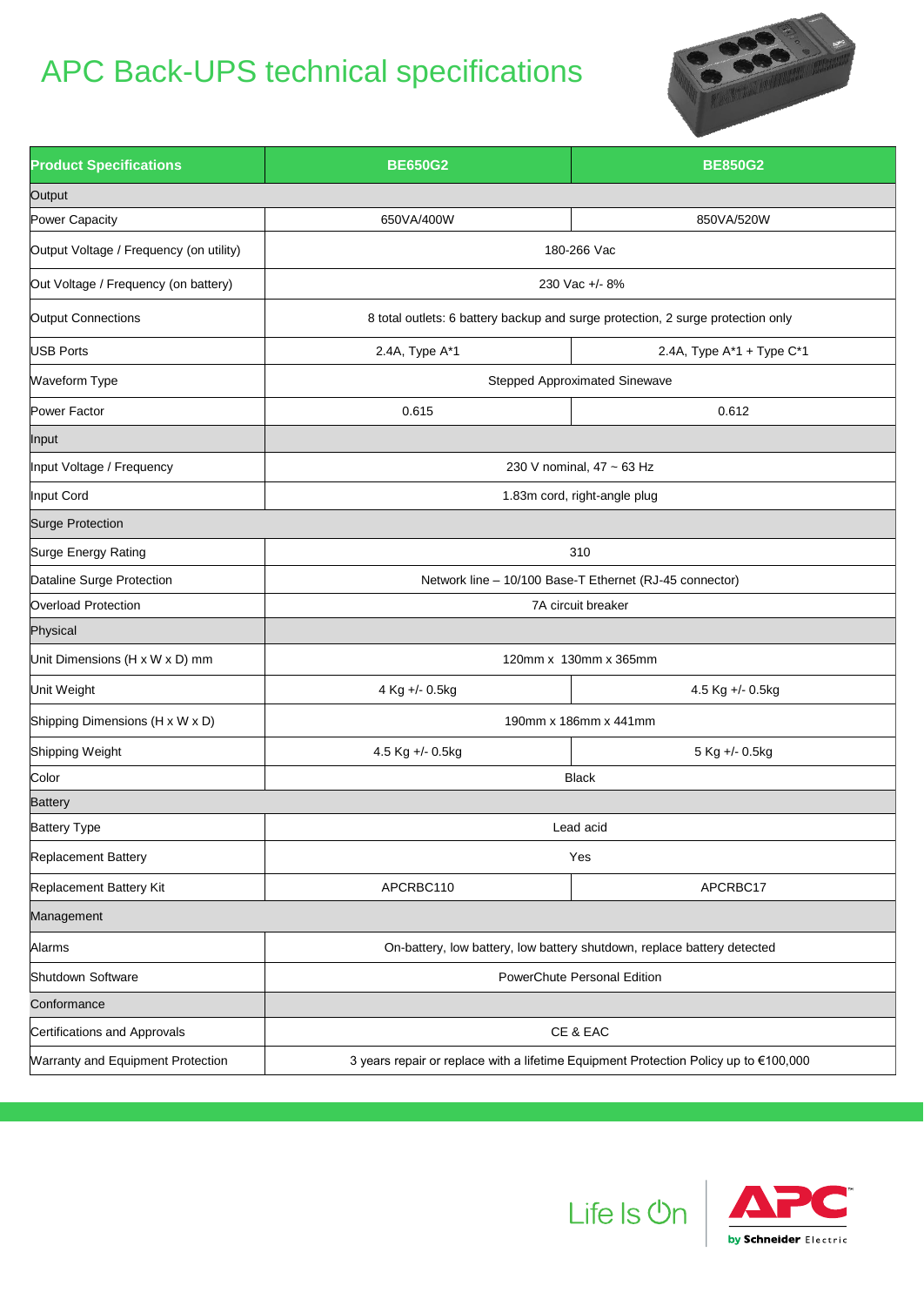# APC Back-UPS technical specifications

| Product Specifications | BE650G2 | BE850G2 |
|---|---|---|
| Output | | |
| Power Capacity | 650VA/400W | 850VA/520W |
| Output Voltage / Frequency (on utility) | 180-266 Vac | |
| Out Voltage / Frequency (on battery) | 230 Vac +/- 8% | |
| Output Connections | 8 total outlets: 6 battery backup and surge protection, 2 surge protection only | |
| USB Ports | 2.4A, Type A*1 | 2.4A, Type A*1 + Type C*1 |
| Waveform Type | Stepped Approximated Sinewave | |
| Power Factor | 0.615 | 0.612 |
| Input | | |
| Input Voltage / Frequency | 230 V nominal, 47 ~ 63 Hz | |
| Input Cord | 1.83m cord, right-angle plug | |
| Surge Protection | | |
| Surge Energy Rating | 310 | |
| Dataline Surge Protection | Network line – 10/100 Base-T Ethernet (RJ-45 connector) | |
| Overload Protection | 7A circuit breaker | |
| Physical | | |
| Unit Dimensions (H x W x D) mm | 120mm x 130mm x 365mm | |
| Unit Weight | 4 Kg +/- 0.5kg | 4.5 Kg +/- 0.5kg |
| Shipping Dimensions (H x W x D) | 190mm x 186mm x 441mm | |
| Shipping Weight | 4.5 Kg +/- 0.5kg | 5 Kg +/- 0.5kg |
| Color | Black | |
| Battery | | |
| Battery Type | Lead acid | |
| Replacement Battery | Yes | |
| Replacement Battery Kit | APCRBC110 | APCRBC17 |
| Management | | |
| Alarms | On-battery, low battery, low battery shutdown, replace battery detected | |
| Shutdown Software | PowerChute Personal Edition | |
| Conformance | | |
| Certifications and Approvals | CE & EAC | |
| Warranty and Equipment Protection | 3 years repair or replace with a lifetime Equipment Protection Policy up to €100,000 | |

Life Is On | APC by Schneider Electric